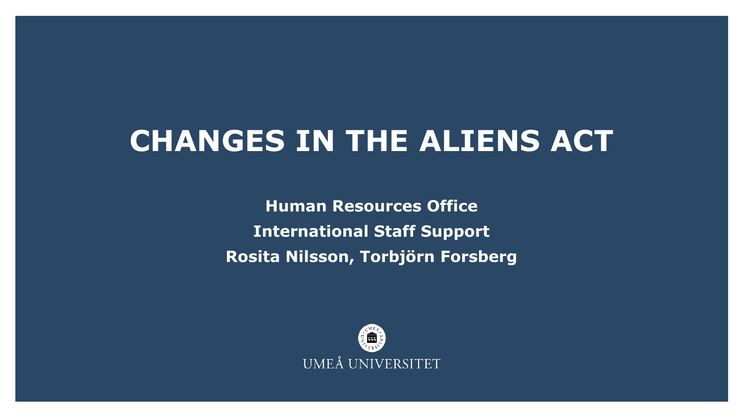# CHANGES IN THE ALIENS ACT

**Human Resources Office**

**International Staff Support**

**Rosita Nilsson, Torbjörn Forsberg**

UMEÅ UNIVERSITET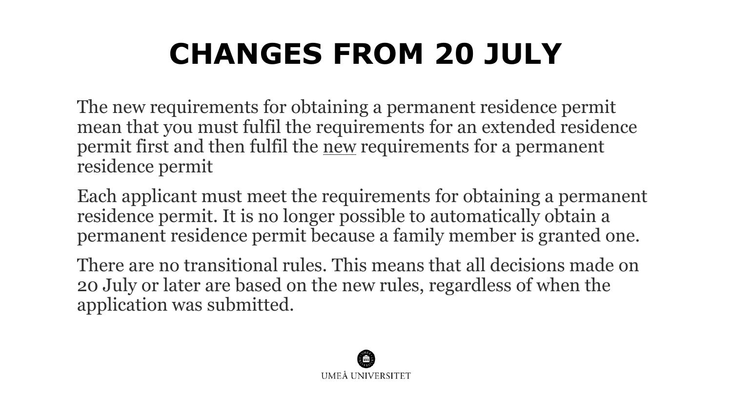# CHANGES FROM 20 JULY

The new requirements for obtaining a permanent residence permit mean that you must fulfil the requirements for an extended residence permit first and then fulfil the <u>new</u> requirements for a permanent residence permit

Each applicant must meet the requirements for obtaining a permanent residence permit. It is no longer possible to automatically obtain a permanent residence permit because a family member is granted one.

There are no transitional rules. This means that all decisions made on 20 July or later are based on the new rules, regardless of when the application was submitted.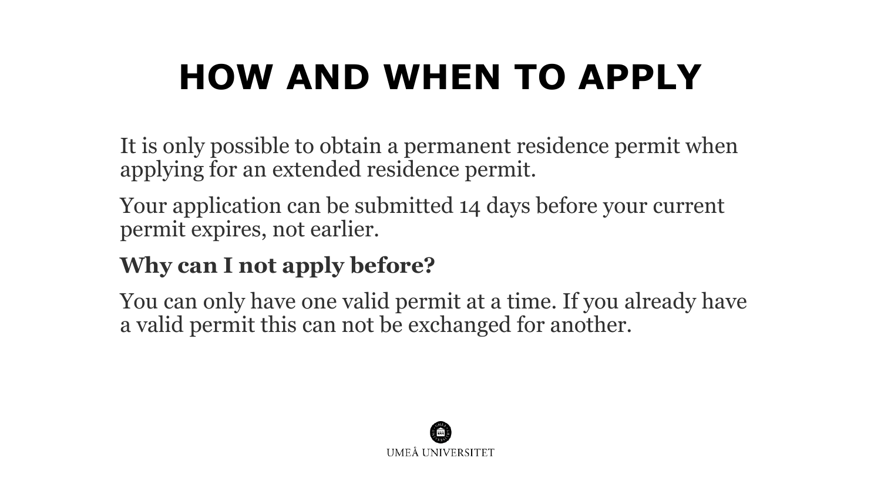# HOW AND WHEN TO APPLY

It is only possible to obtain a permanent residence permit when applying for an extended residence permit.

Your application can be submitted 14 days before your current permit expires, not earlier.

**Why can I not apply before?**

You can only have one valid permit at a time. If you already have a valid permit this can not be exchanged for another.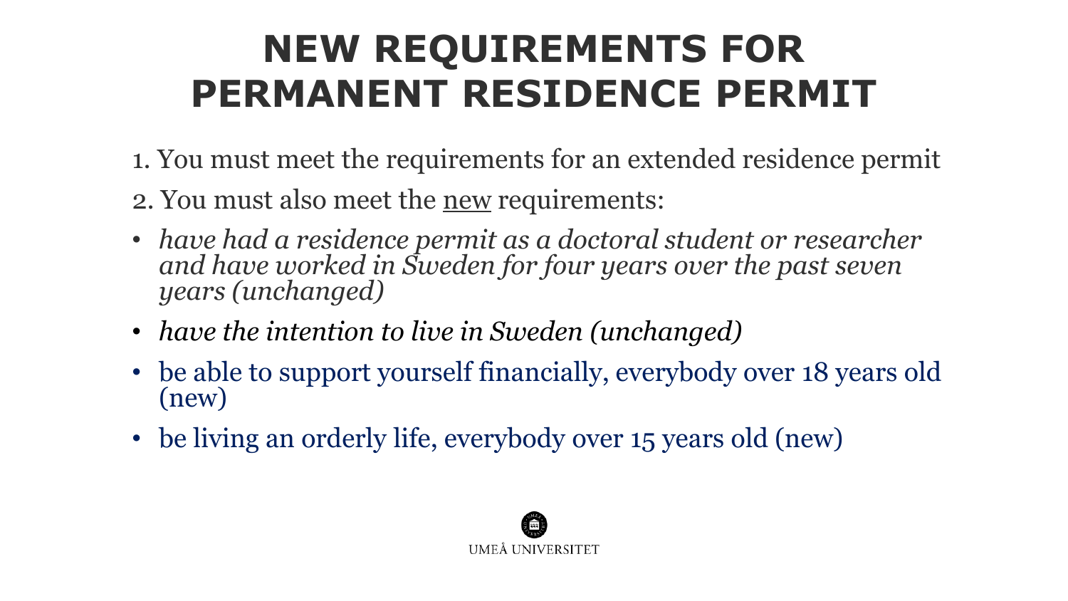# NEW REQUIREMENTS FOR PERMANENT RESIDENCE PERMIT

1. You must meet the requirements for an extended residence permit
2. You must also meet the new requirements:

- *have had a residence permit as a doctoral student or researcher and have worked in Sweden for four years over the past seven years (unchanged)*
- *have the intention to live in Sweden (unchanged)*
- be able to support yourself financially, everybody over 18 years old (new)
- be living an orderly life, everybody over 15 years old (new)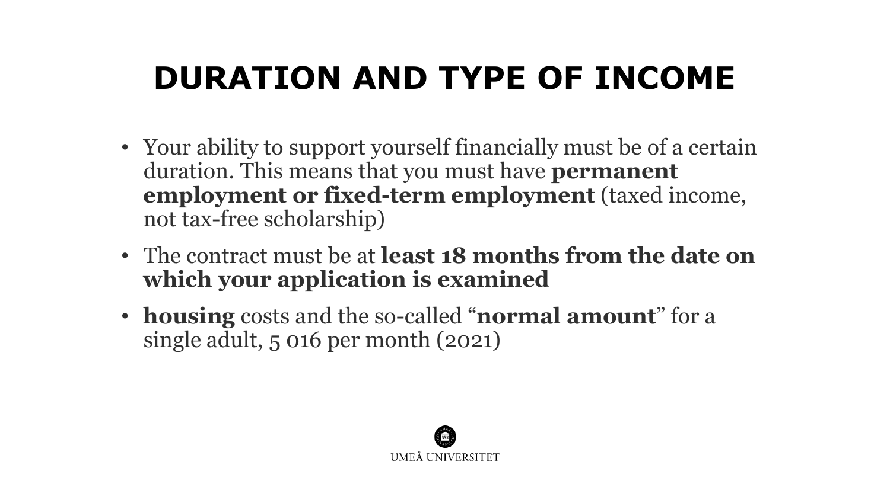# DURATION AND TYPE OF INCOME

- Your ability to support yourself financially must be of a certain duration. This means that you must have **permanent employment or fixed-term employment** (taxed income, not tax-free scholarship)
- The contract must be at **least 18 months from the date on which your application is examined**
- **housing** costs and the so-called "**normal amount**" for a single adult, 5 016 per month (2021)

UMEÅ UNIVERSITET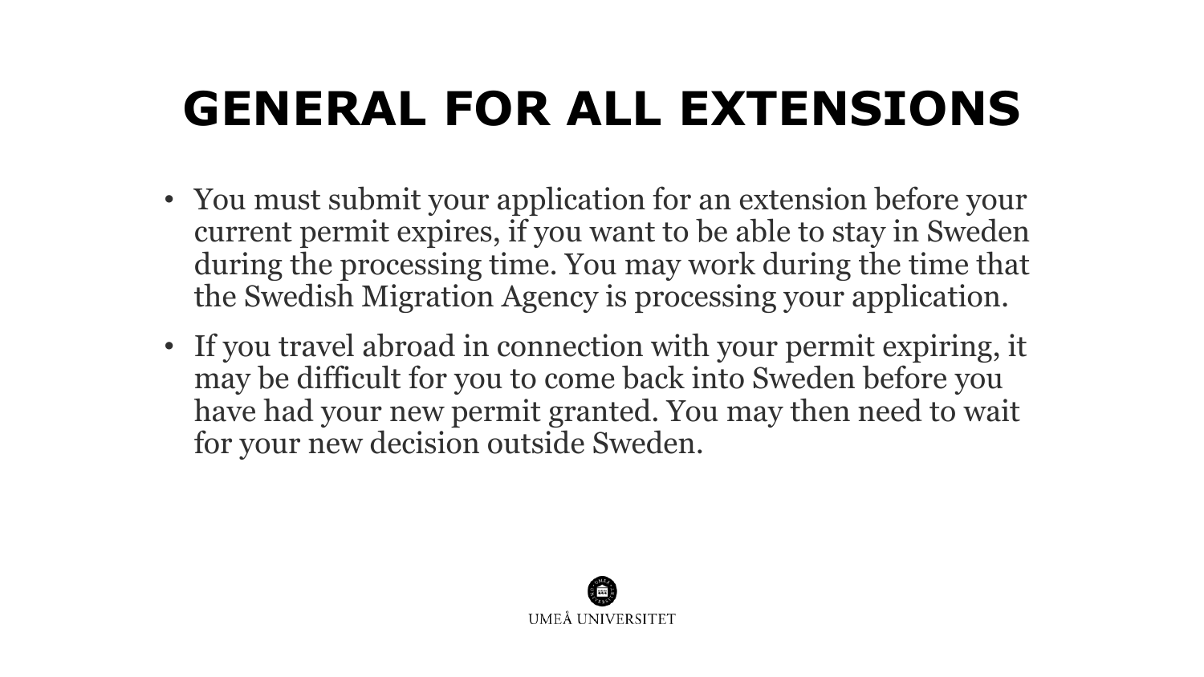# GENERAL FOR ALL EXTENSIONS

- You must submit your application for an extension before your current permit expires, if you want to be able to stay in Sweden during the processing time. You may work during the time that the Swedish Migration Agency is processing your application.
- If you travel abroad in connection with your permit expiring, it may be difficult for you to come back into Sweden before you have had your new permit granted. You may then need to wait for your new decision outside Sweden.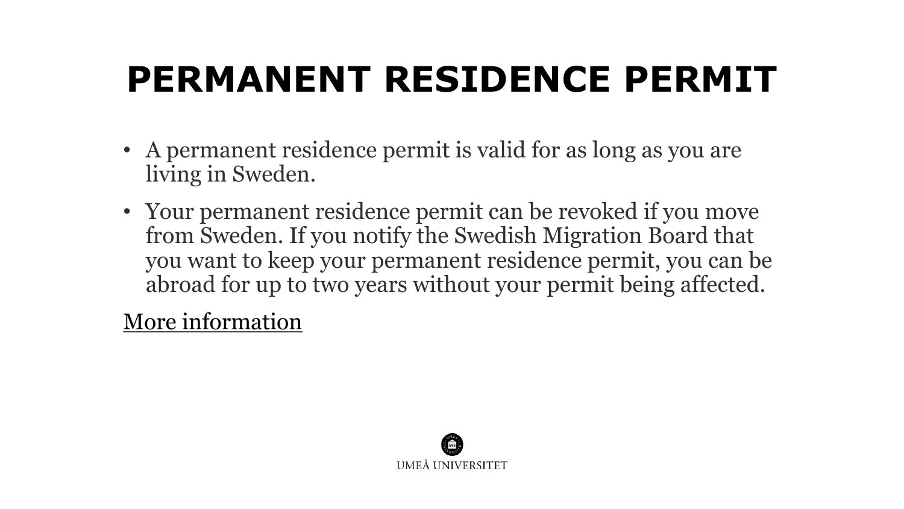# PERMANENT RESIDENCE PERMIT

- A permanent residence permit is valid for as long as you are living in Sweden.
- Your permanent residence permit can be revoked if you move from Sweden. If you notify the Swedish Migration Board that you want to keep your permanent residence permit, you can be abroad for up to two years without your permit being affected.

More information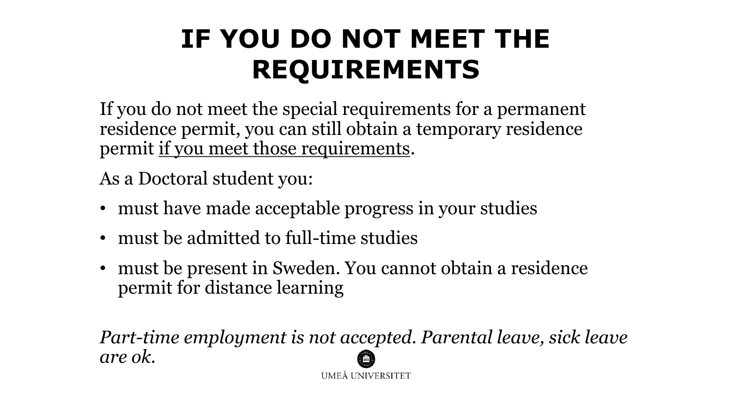# IF YOU DO NOT MEET THE REQUIREMENTS

If you do not meet the special requirements for a permanent residence permit, you can still obtain a temporary residence permit <u>if you meet those requirements</u>.

As a Doctoral student you:

- must have made acceptable progress in your studies
- must be admitted to full-time studies
- must be present in Sweden. You cannot obtain a residence permit for distance learning

*Part-time employment is not accepted. Parental leave, sick leave are ok.*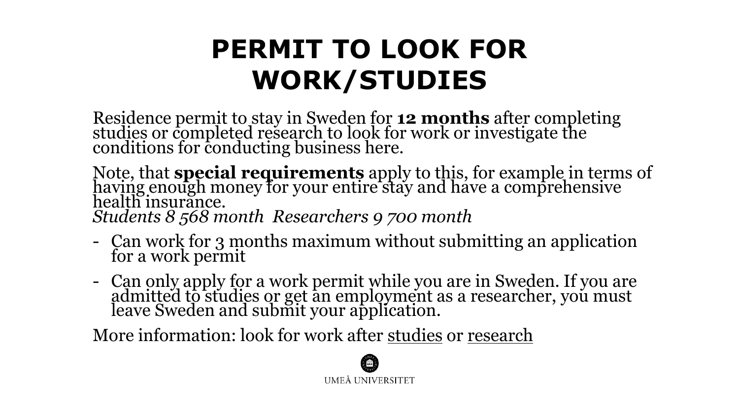# PERMIT TO LOOK FOR WORK/STUDIES

Residence permit to stay in Sweden for **12 months** after completing studies or completed research to look for work or investigate the conditions for conducting business here.

Note, that **special requirements** apply to this, for example in terms of having enough money for your entire stay and have a comprehensive health insurance.
*Students 8 568 month  Researchers 9 700 month*

- Can work for 3 months maximum without submitting an application for a work permit
- Can only apply for a work permit while you are in Sweden. If you are admitted to studies or get an employment as a researcher, you must leave Sweden and submit your application.

More information: look for work after studies or research

UMEÅ UNIVERSITET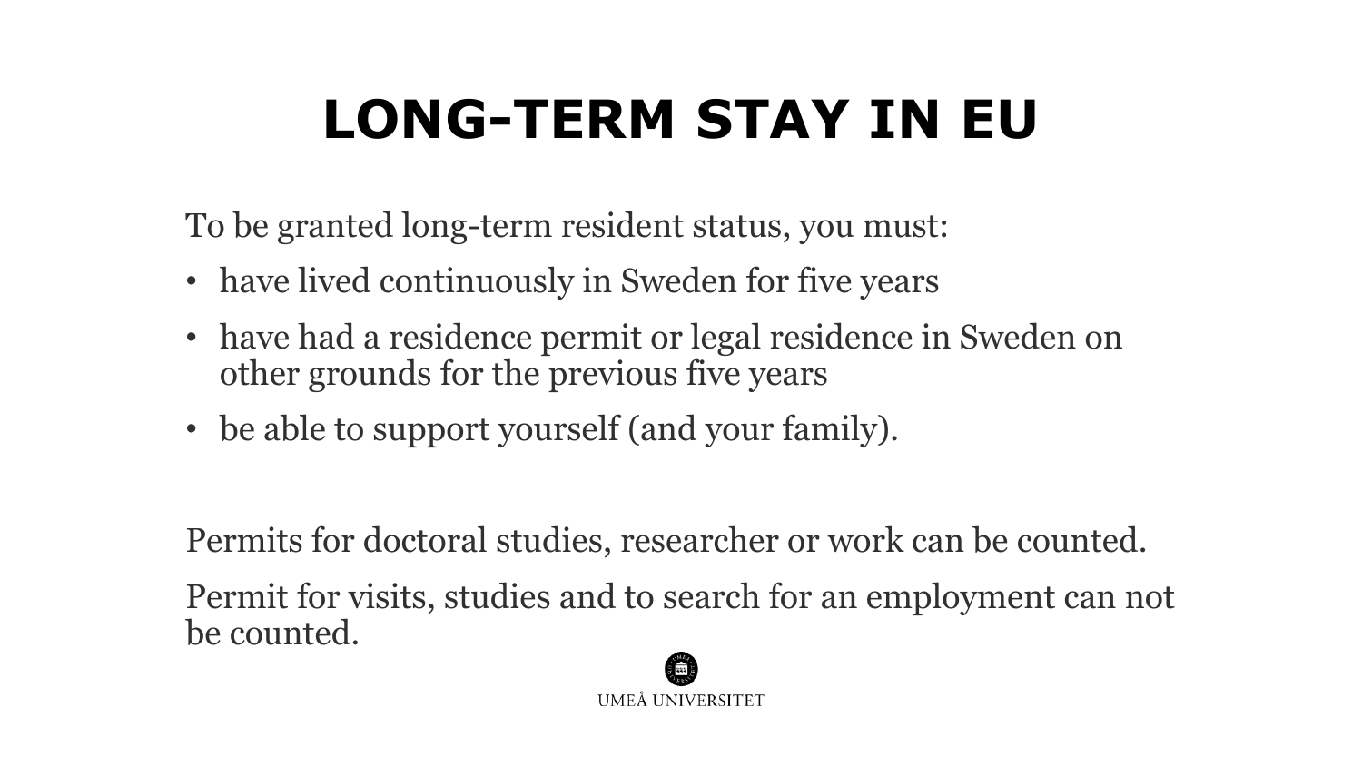# LONG-TERM STAY IN EU

To be granted long-term resident status, you must:

- have lived continuously in Sweden for five years
- have had a residence permit or legal residence in Sweden on other grounds for the previous five years
- be able to support yourself (and your family).

Permits for doctoral studies, researcher or work can be counted.

Permit for visits, studies and to search for an employment can not be counted.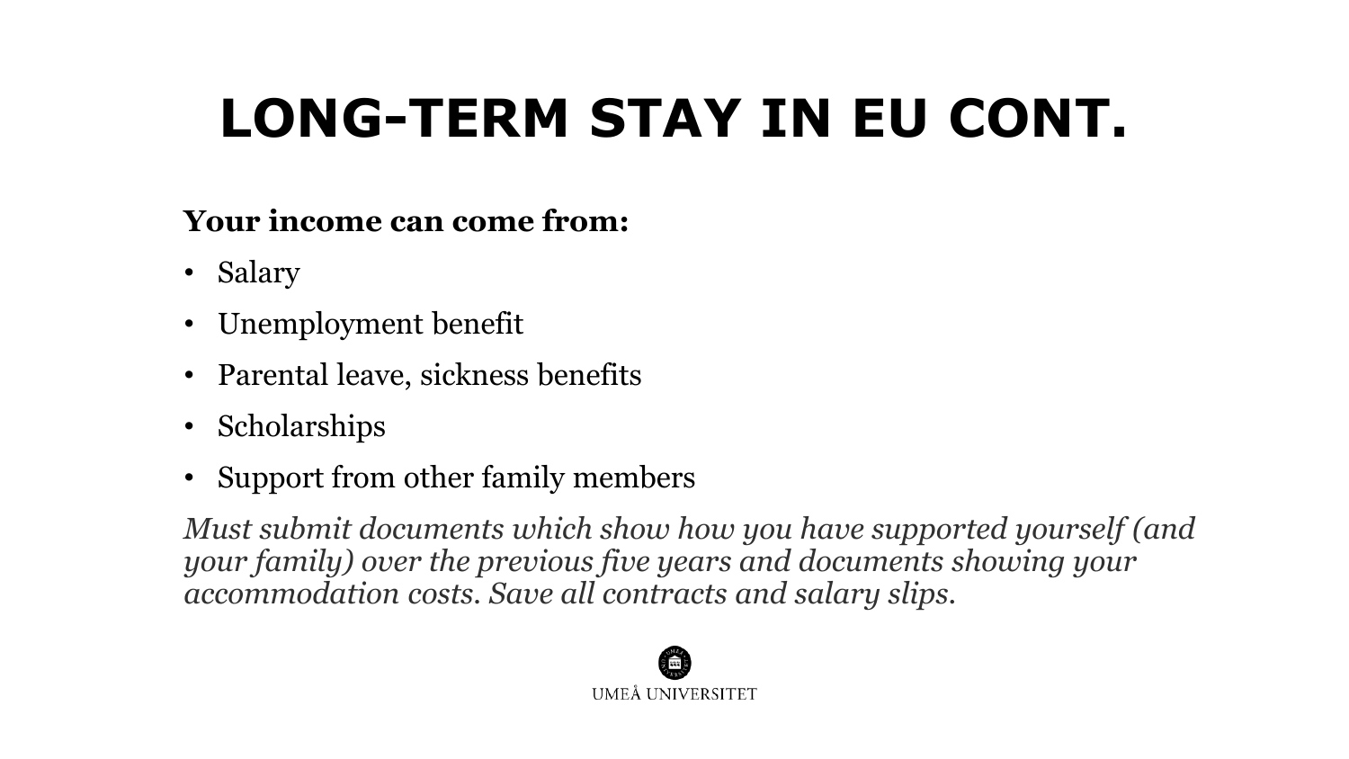# LONG-TERM STAY IN EU CONT.

**Your income can come from:**

- Salary
- Unemployment benefit
- Parental leave, sickness benefits
- Scholarships
- Support from other family members

*Must submit documents which show how you have supported yourself (and your family) over the previous five years and documents showing your accommodation costs. Save all contracts and salary slips.*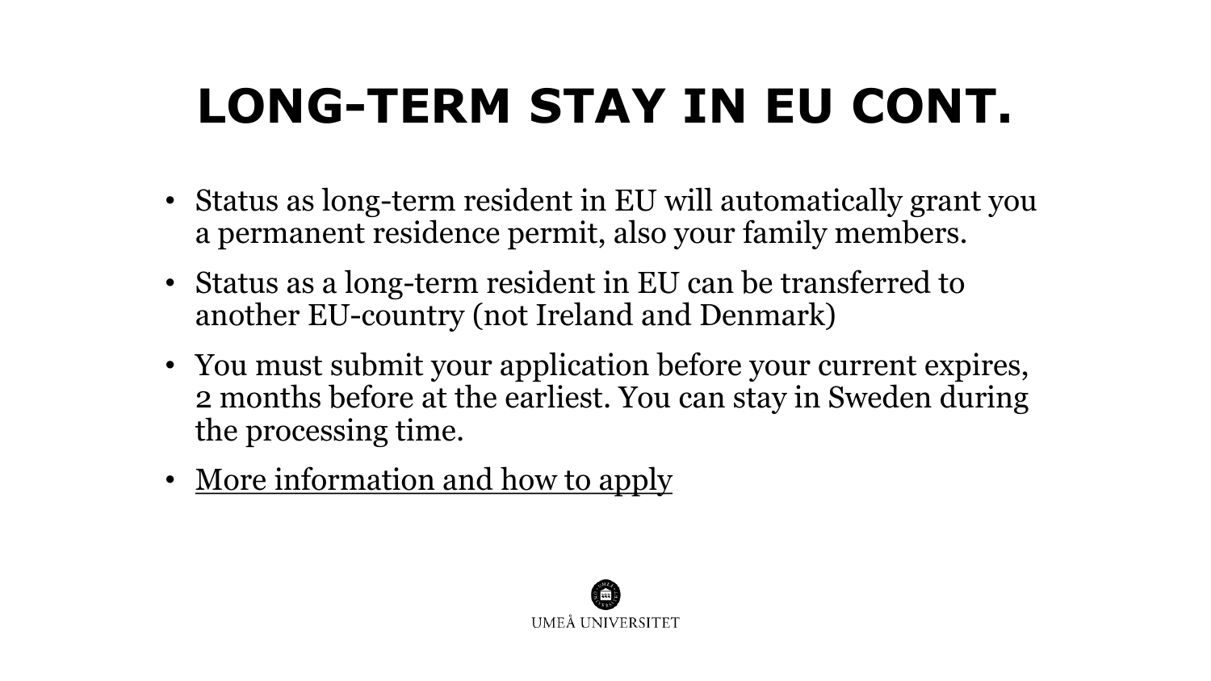# LONG-TERM STAY IN EU CONT.

- Status as long-term resident in EU will automatically grant you a permanent residence permit, also your family members.
- Status as a long-term resident in EU can be transferred to another EU-country (not Ireland and Denmark)
- You must submit your application before your current expires, 2 months before at the earliest. You can stay in Sweden during the processing time.
- More information and how to apply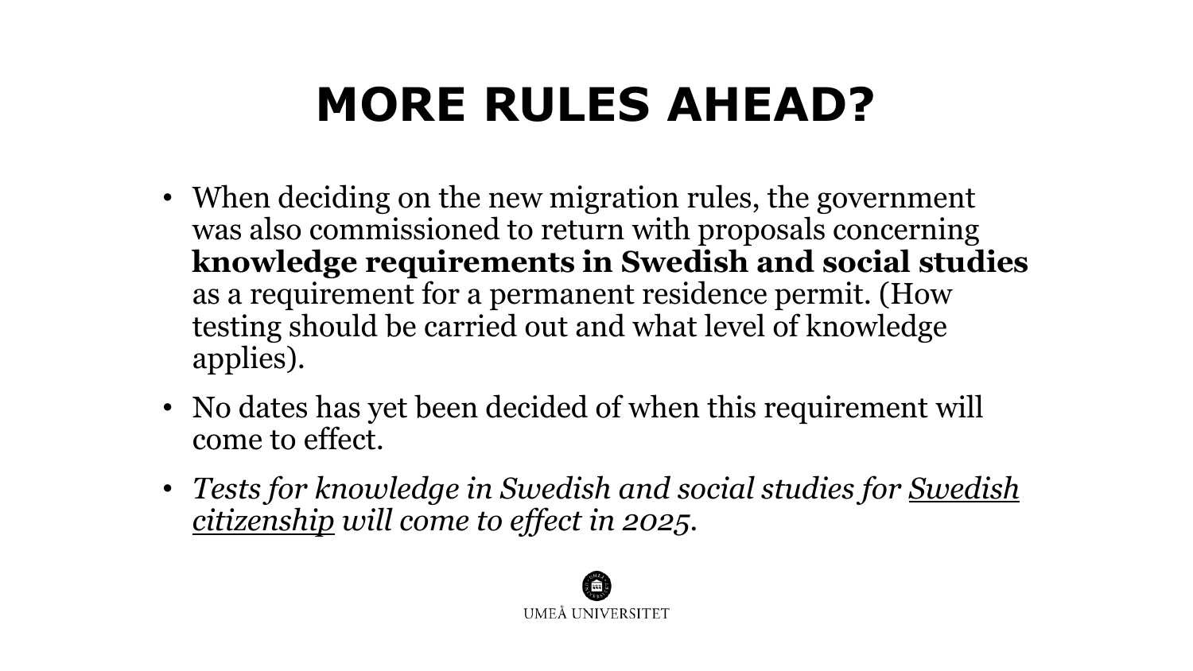# MORE RULES AHEAD?

- When deciding on the new migration rules, the government was also commissioned to return with proposals concerning **knowledge requirements in Swedish and social studies** as a requirement for a permanent residence permit. (How testing should be carried out and what level of knowledge applies).
- No dates has yet been decided of when this requirement will come to effect.
- *Tests for knowledge in Swedish and social studies for <u>Swedish citizenship</u> will come to effect in 2025.*

UMEÅ UNIVERSITET